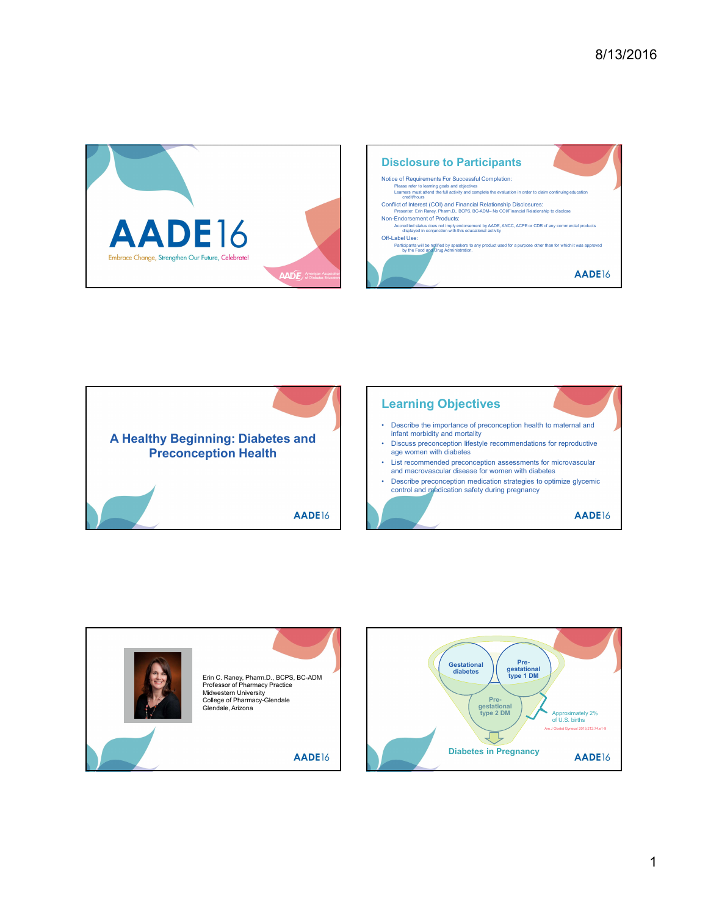# AADE16

Embrace Change, Strengthen Our Future, Celebrate!

American Association of Diabetes Educators

## Disclosure to Participants

Notice of Requirements For Successful Completion:
- Please refer to learning goals and objectives
- Learners must attend the full activity and complete the evaluation in order to claim continuing education credit/hours

Conflict of Interest (COI) and Financial Relationship Disclosures:
- Presenter: Erin Raney, Pharm.D., BCPS, BC-ADM– No COI/Financial Relationship to disclose

Non-Endorsement of Products:
- Accredited status does not imply endorsement by AADE, ANCC, ACPE or CDR of any commercial products displayed in conjunction with this educational activity

Off-Label Use:
- Participants will be notified by speakers to any product used for a purpose other than for which it was approved by the Food and Drug Administration.

AADE16

## A Healthy Beginning: Diabetes and Preconception Health

AADE16

## Learning Objectives

- Describe the importance of preconception health to maternal and infant morbidity and mortality
- Discuss preconception lifestyle recommendations for reproductive age women with diabetes
- List recommended preconception assessments for microvascular and macrovascular disease for women with diabetes
- Describe preconception medication strategies to optimize glycemic control and medication safety during pregnancy

AADE16

Erin C. Raney, Pharm.D., BCPS, BC-ADM
Professor of Pharmacy Practice
Midwestern University
College of Pharmacy-Glendale
Glendale, Arizona

AADE16

Gestational diabetes

Pre-gestational type 1 DM

Pre-gestational type 2 DM

Approximately 2% of U.S. births

Am J Obstet Gynecol 2015;212:74.e1-9

Diabetes in Pregnancy

AADE16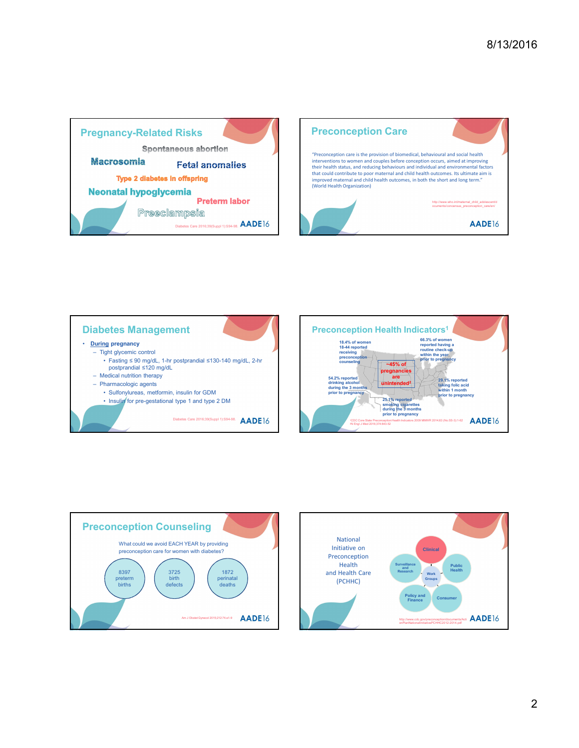## Pregnancy-Related Risks

Spontaneous abortion

Macrosomia

Fetal anomalies

Type 2 diabetes in offspring

Neonatal hypoglycemia

Preterm labor

Preeclampsia

Diabetes Care 2016;39(Suppl 1):S94-98.

## Preconception Care

"Preconception care is the provision of biomedical, behavioural and social health interventions to women and couples before conception occurs, aimed at improving their health status, and reducing behaviours and individual and environmental factors that could contribute to poor maternal and child health outcomes. Its ultimate aim is improved maternal and child health outcomes, in both the short and long term." (World Health Organization)

http://www.who.int/maternal_child_adolescent/documents/concensus_preconception_care/en/

## Diabetes Management

- During pregnancy
  - Tight glycemic control
    - Fasting ≤ 90 mg/dL, 1-hr postprandial ≤130-140 mg/dL, 2-hr postprandial ≤120 mg/dL
  - Medical nutrition therapy
  - Pharmacologic agents
    - Sulfonylureas, metformin, insulin for GDM
    - Insulin for pre-gestational type 1 and type 2 DM

Diabetes Care 2016;39(Suppl 1):S94-98.

## Preconception Health Indicators[1]

- 18.4% of women 18-44 reported receiving preconception counseling
- 66.3% of women reported having a routine check-up within the year prior to pregnancy
- ~45% of pregnancies are unintended[2]
- 54.2% reported drinking alcohol during the 3 months prior to pregnancy
- 29.1% reported taking folic acid within 1 month prior to pregnancy
- 25.1% reported smoking cigarettes during the 3 months prior to pregnancy

[1]CDC Core State Preconception Health Indicators 2009 MMWR 2014;63 (No.SS-3):1-62
[2]N Engl J Med 2016;374:843-52

## Preconception Counseling

What could we avoid EACH YEAR by providing preconception care for women with diabetes?

- 8397 preterm births
- 3725 birth defects
- 1872 perinatal deaths

Am J Obstet Gynecol 2015;212:74.e1-9

National Initiative on Preconception Health and Health Care (PCHHC)

- Clinical
- Surveillance and Research
- Public Health
- Work Groups
- Policy and Finance
- Consumer

http://www.cdc.gov/preconception/documents/ActionPlanNationalInitiativePCHHC2012-2014.pdf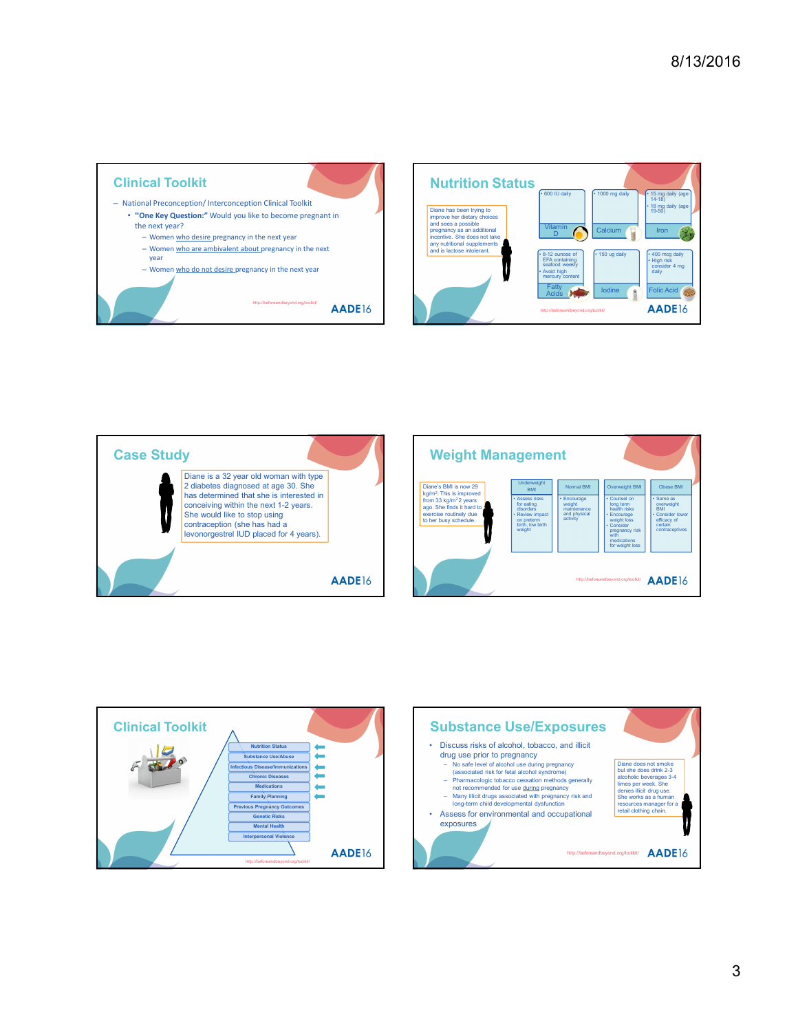## Clinical Toolkit

- National Preconception/ Interconception Clinical Toolkit
  - **"One Key Question:"** Would you like to become pregnant in the next year?
    - Women who desire pregnancy in the next year
    - Women who are ambivalent about pregnancy in the next year
    - Women who do not desire pregnancy in the next year

http://beforeandbeyond.org/toolkit/

AADE16

## Nutrition Status

Diane has been trying to improve her dietary choices and sees a possible pregnancy as an additional incentive. She does not take any nutritional supplements and is lactose intolerant.

| Vitamin D | Calcium | Iron |
|---|---|---|
| • 600 IU daily | • 1000 mg daily | • 15 mg daily (age 14-18)<br>• 18 mg daily (age 19-50) |

| Fatty Acids | Iodine | Folic Acid |
|---|---|---|
| • 8-12 ounces of EFA containing seafood weekly<br>• Avoid high mercury content | • 150 ug daily | • 400 mcg daily<br>• High risk consider 4 mg daily |

http://beforeandbeyond.org/toolkit/

AADE16

## Case Study

Diane is a 32 year old woman with type 2 diabetes diagnosed at age 30. She has determined that she is interested in conceiving within the next 1-2 years. She would like to stop using contraception (she has had a levonorgestrel IUD placed for 4 years).

AADE16

## Weight Management

Diane's BMI is now 29 kg/m². This is improved from 33 kg/m² 2 years ago. She finds it hard to exercise routinely due to her busy schedule.

| Underweight BMI | Normal BMI | Overweight BMI | Obese BMI |
|---|---|---|---|
| • Assess risks for eating disorders<br>• Review impact on preterm birth, low birth weight | • Encourage weight maintenance and physical activity | • Counsel on long term health risks<br>• Encourage weight loss<br>• Consider pregnancy risk with medications for weight loss | • Same as overweight BMI<br>• Consider lower efficacy of certain contraceptives |

http://beforeandbeyond.org/toolkit/

AADE16

## Clinical Toolkit

- Nutrition Status
- Substance Use/Abuse
- Infectious Disease/Immunizations
- Chronic Diseases
- Medications
- Family Planning
- Previous Pregnancy Outcomes
- Genetic Risks
- Mental Health
- Interpersonal Violence

http://beforeandbeyond.org/toolkit/

AADE16

## Substance Use/Exposures

- Discuss risks of alcohol, tobacco, and illicit drug use prior to pregnancy
  - No safe level of alcohol use during pregnancy (associated risk for fetal alcohol syndrome)
  - Pharmacologic tobacco cessation methods generally not recommended for use during pregnancy
  - Many illicit drugs associated with pregnancy risk and long-term child developmental dysfunction
- Assess for environmental and occupational exposures

Diane does not smoke but she does drink 2-3 alcoholic beverages 3-4 times per week. She denies illicit drug use. She works as a human resources manager for a retail clothing chain.

http://beforeandbeyond.org/toolkit/

AADE16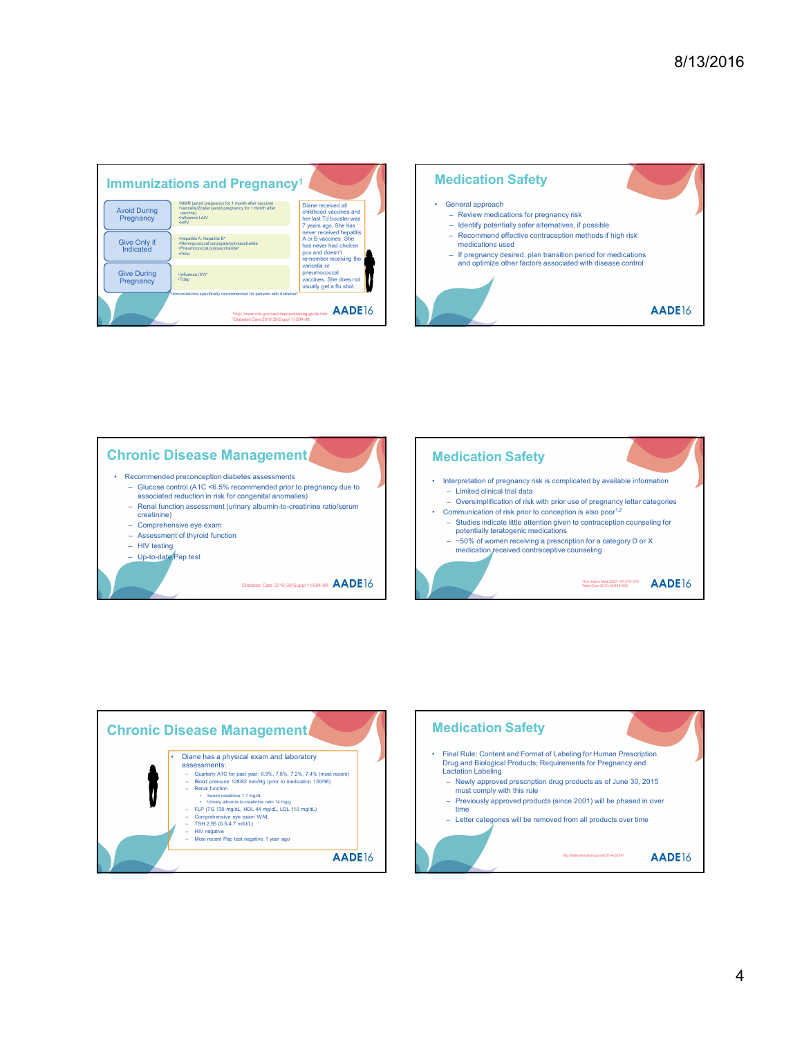## Immunizations and Pregnancy[1]

| | |
|---|---|
| Avoid During Pregnancy | •MMR (avoid pregnancy for 1 month after vaccine) •Varicella/Zoster (avoid pregnancy for 1 month after vaccine) •Influenza LAIV •HPV |
| Give Only if Indicated | •Hepatitis A, Hepatitis B* •Meningococcal conjugate/polysaccharide •Pneumococcal polysaccharide* •Polio |
| Give During Pregnancy | •Influenza (IIV)* •Tdap |

*Immunizations specifically recommended for patients with diabetes[2]

Diane received all childhood vaccines and her last Td booster was 7 years ago. She has never received hepatitis A or B vaccines. She has never had chicken pox and doesn't remember receiving the varicella or pneumococcal vaccines. She does not usually get a flu shot.

[1]http://www.cdc.gov/vaccines/pubs/preg-guide.htm
[2]Diabetes Care 2016;39(Suppl 1):S94-98.

## Medication Safety

- General approach
  - Review medications for pregnancy risk
  - Identify potentially safer alternatives, if possible
  - Recommend effective contraception methods if high risk medications used
  - If pregnancy desired, plan transition period for medications and optimize other factors associated with disease control

## Chronic Disease Management

- Recommended preconception diabetes assessments
  - Glucose control (A1C <6.5% recommended prior to pregnancy due to associated reduction in risk for congenital anomalies)
  - Renal function assessment (urinary albumin-to-creatinine ratio/serum creatinine)
  - Comprehensive eye exam
  - Assessment of thyroid function
  - HIV testing
  - Up-to-date Pap test

Diabetes Care 2016;39(Suppl 1):S94-98.

## Medication Safety

- Interpretation of pregnancy risk is complicated by available information
  - Limited clinical trial data
  - Oversimplification of risk with prior use of pregnancy letter categories
- Communication of risk prior to conception is also poor[1,2]
  - Studies indicate little attention given to contraception counseling for potentially teratogenic medications
  - ~50% of women receiving a prescription for a category D or X medication received contraceptive counseling

[1]Ann Intern Med 2007;147:370-376
[2]Med Care 2010;48:824-842

## Chronic Disease Management

- Diane has a physical exam and laboratory assessments:
  - Quarterly A1C for past year: 6.9%, 7.8%, 7.2%, 7.4% (most recent)
  - Blood pressure 128/82 mm/Hg (prior to medication 150/98)
  - Renal function
    - Serum creatinine 1.1 mg/dL
    - Urinary albumin-to-creatinine ratio 14 mg/g
  - FLP (TG 135 mg/dL, HDL 44 mg/dL, LDL 110 mg/dL)
  - Comprehensive eye exam WNL
  - TSH 2.95 (0.5-4.7 mIU/L)
  - HIV negative
  - Most recent Pap test negative 1 year ago

## Medication Safety

- Final Rule: Content and Format of Labeling for Human Prescription Drug and Biological Products; Requirements for Pregnancy and Lactation Labeling
  - Newly approved prescription drug products as of June 30, 2015 must comply with this rule
  - Previously approved products (since 2001) will be phased in over time
  - Letter categories will be removed from all products over time

http://federalregister.gov/a/2014-28241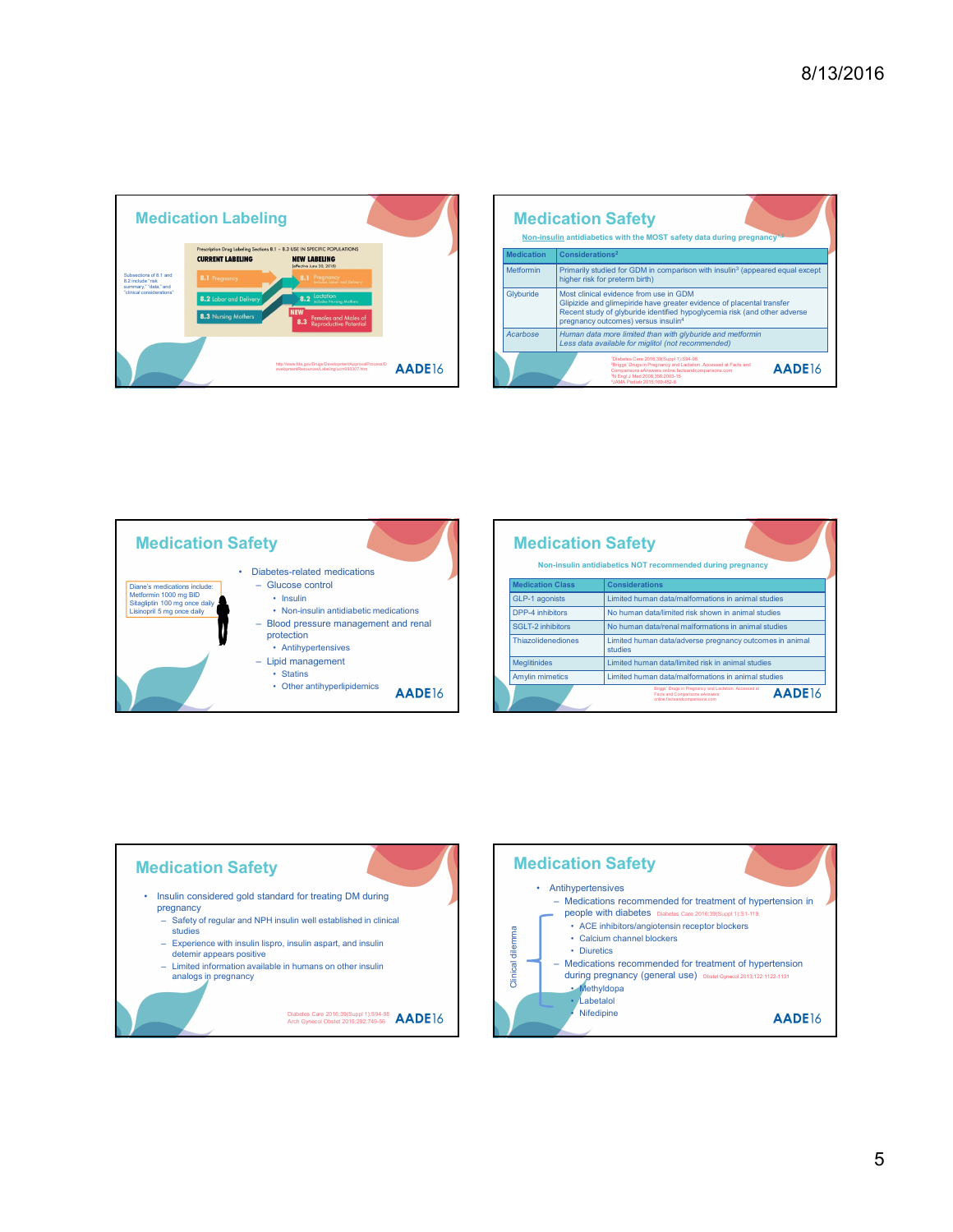## Medication Labeling

Prescription Drug Labeling Sections 8.1 – 8.3 USE IN SPECIFIC POPULATIONS

| CURRENT LABELING | NEW LABELING (effective June 30, 2015) |
|---|---|
| 8.1 Pregnancy | 8.1 Pregnancy (includes Labor and Delivery) |
| 8.2 Labor and Delivery | 8.2 Lactation (includes Nursing Mothers) |
| 8.3 Nursing Mothers | NEW 8.3 Females and Males of Reproductive Potential |

Subsections of 8.1 and 8.2 include "risk summary," "data," and "clinical considerations"

http://www.fda.gov/Drugs/DevelopmentApprovalProcess/DevelopmentResources/Labeling/ucm093307.htm

## Medication Safety

Non-insulin antidiabetics with the MOST safety data during pregnancy[1-4]

| Medication | Considerations[2] |
|---|---|
| Metformin | Primarily studied for GDM in comparison with insulin[3] (appeared equal except higher risk for preterm birth) |
| Glyburide | Most clinical evidence from use in GDM<br>Glipizide and glimepiride have greater evidence of placental transfer<br>Recent study of glyburide identified hypoglycemia risk (and other adverse pregnancy outcomes) versus insulin[4] |
| *Acarbose* | *Human data more limited than with glyburide and metformin*<br>*Less data available for miglitol (not recommended)* |

[1]Diabetes Care 2016;39(Suppl 1):S94-98.
[2]Briggs' Drugs in Pregnancy and Lactation. Accessed at Facts and Comparisons eAnswers online.factsandcomparisons.com
[3]N Engl J Med 2008;358:2003-15.
[4]JAMA Pediatr 2015;169:452-8

## Medication Safety

Diane's medications include:
Metformin 1000 mg BID
Sitagliptin 100 mg once daily
Lisinopril 5 mg once daily

- Diabetes-related medications
  - Glucose control
    - Insulin
    - Non-insulin antidiabetic medications
  - Blood pressure management and renal protection
    - Antihypertensives
  - Lipid management
    - Statins
    - Other antihyperlipidemics

## Medication Safety

Non-insulin antidiabetics NOT recommended during pregnancy

| Medication Class | Considerations |
|---|---|
| GLP-1 agonists | Limited human data/malformations in animal studies |
| DPP-4 inhibitors | No human data/limited risk shown in animal studies |
| SGLT-2 inhibitors | No human data/renal malformations in animal studies |
| Thiazolidenediones | Limited human data/adverse pregnancy outcomes in animal studies |
| Meglitinides | Limited human data/limited risk in animal studies |
| Amylin mimetics | Limited human data/malformations in animal studies |

Briggs' Drugs in Pregnancy and Lactation. Accessed at Facts and Comparisons eAnswers online.factsandcomparisons.com

## Medication Safety

- Insulin considered gold standard for treating DM during pregnancy
  - Safety of regular and NPH insulin well established in clinical studies
  - Experience with insulin lispro, insulin aspart, and insulin detemir appears positive
  - Limited information available in humans on other insulin analogs in pregnancy

Diabetes Care 2016;39(Suppl 1):S94-98
Arch Gynecol Obstet 2015;292:749-56

## Medication Safety

Clinical dilemma

- Antihypertensives
  - Medications recommended for treatment of hypertension in people with diabetes (Diabetes Care 2016;39(Suppl 1):S1-119.)
    - ACE inhibitors/angiotensin receptor blockers
    - Calcium channel blockers
    - Diuretics
  - Medications recommended for treatment of hypertension during pregnancy (general use) (Obstet Gynecol 2013;122:1122-1131)
    - Methyldopa
    - Labetalol
    - Nifedipine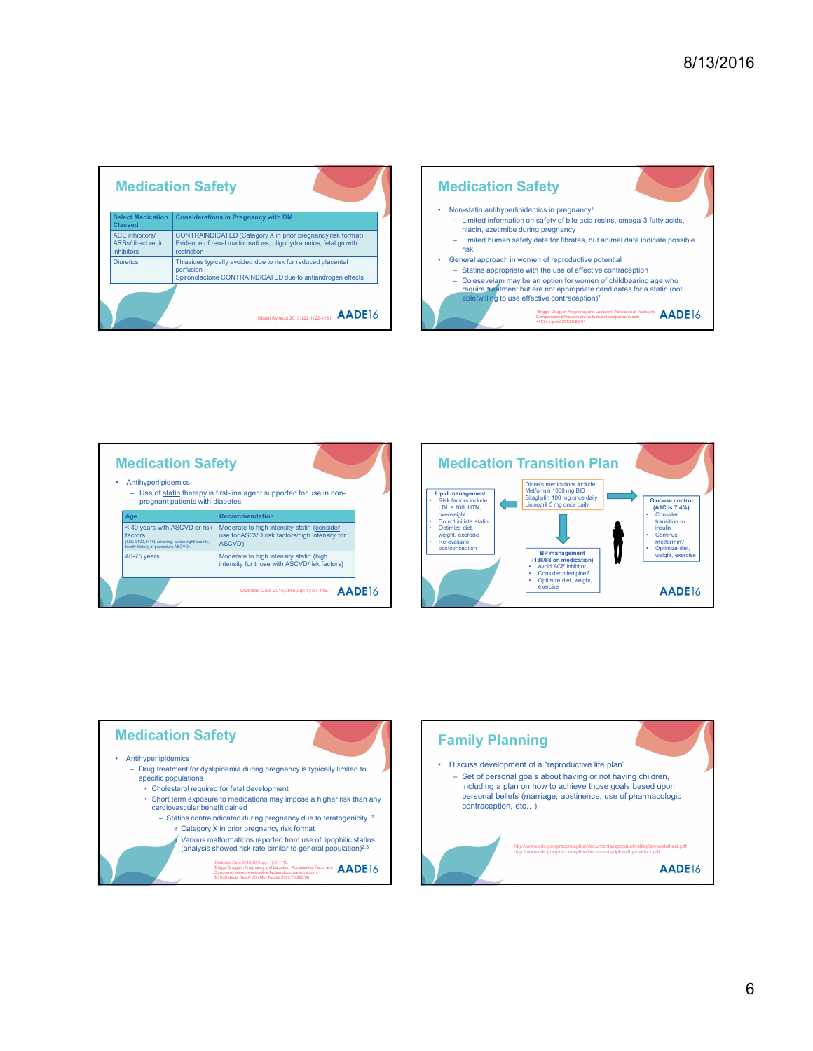## Medication Safety

| Select Medication Classed | Considerations in Pregnancy with DM |
|---|---|
| ACE inhibitors/ ARBs/direct renin inhibitors | CONTRAINDICATED (Category X in prior pregnancy risk format) Evidence of renal malformations, oligohydramnios, fetal growth restriction |
| Diuretics | Thiazides typically avoided due to risk for reduced placental perfusion Spironolactone CONTRAINDICATED due to antiandrogen effects |

Obstet Gynecol 2013;122:1122-1131

## Medication Safety

- Non-statin antihyperlipidemics in pregnancy[1]
  - Limited information on safety of bile acid resins, omega-3 fatty acids, niacin, ezetimibe during pregnancy
  - Limited human safety data for fibrates, but animal data indicate possible risk
- General approach in women of reproductive potential
  - Statins appropriate with the use of effective contraception
  - Colesevelam may be an option for women of childbearing age who require treatment but are not appropriate candidates for a statin (not able/willing to use effective contraception)[2]

[1]Briggs' Drugs in Pregnancy and Lactation. Accessed at Facts and Comparisons eAnswers online.factsandcomparisons.com
[2]J Clin Lipidol 2012;6:88-91

## Medication Safety

- Antihyperlipidemics
  - Use of statin therapy is first-line agent supported for use in non-pregnant patients with diabetes

| Age | Recommendation |
|---|---|
| < 40 years with ASCVD or risk factors (LDL ≥100, HTN, smoking, overweight/obesity, family history of premature ASCVD) | Moderate to high intensity statin (consider use for ASCVD risk factors/high intensity for ASCVD) |
| 40-75 years | Moderate to high intensity statin (high intensity for those with ASCVD/risk factors) |

Diabetes Care 2016;39(Suppl 1):S1-119.

## Medication Transition Plan

Diane's medications include:
Metformin 1000 mg BID
Sitagliptin 100 mg once daily
Lisinopril 5 mg once daily

**Lipid management**
- Risk factors include LDL ≥ 100, HTN, overweight
- Do not initiate statin
- Optimize diet, weight, exercise
- Re-evaluate postconception

**BP management (138/88 on medication)**
- Avoid ACE inhibitor
- Consider nifedipine?
- Optimize diet, weight, exercise

**Glucose control (A1C is 7.4%)**
- Consider transition to insulin
- Continue metformin?
- Optimize diet, weight, exercise

## Medication Safety

- Antihyperlipidemics
  - Drug treatment for dyslipidemia during pregnancy is typically limited to specific populations
    - Cholesterol required for fetal development
    - Short term exposure to medications may impose a higher risk than any cardiovascular benefit gained
      - Statins contraindicated during pregnancy due to teratogenicity[1,2]
        - Category X in prior pregnancy risk format
        - Various malformations reported from use of lipophilic statins (analysis showed risk rate similar to general population)[2,3]

[1]Diabetes Care 2016;39(Suppl 1):S1-119.
[2]Briggs' Drugs in Pregnancy and Lactation. Accessed at Facts and Comparisons eAnswers online.factsandcomparisons.com
[3]Birth Defects Res A Clin Mol Teratol 2005;73:888-96

## Family Planning

- Discuss development of a "reproductive life plan"
  - Set of personal goals about having or not having children, including a plan on how to achieve those goals based upon personal beliefs (marriage, abstinence, use of pharmacologic contraception, etc…)

http://www.cdc.gov/preconception/documents/reproductivelifeplan-worksheet.pdf
http://www.cdc.gov/preconception/documents/rlphealthproviders.pdf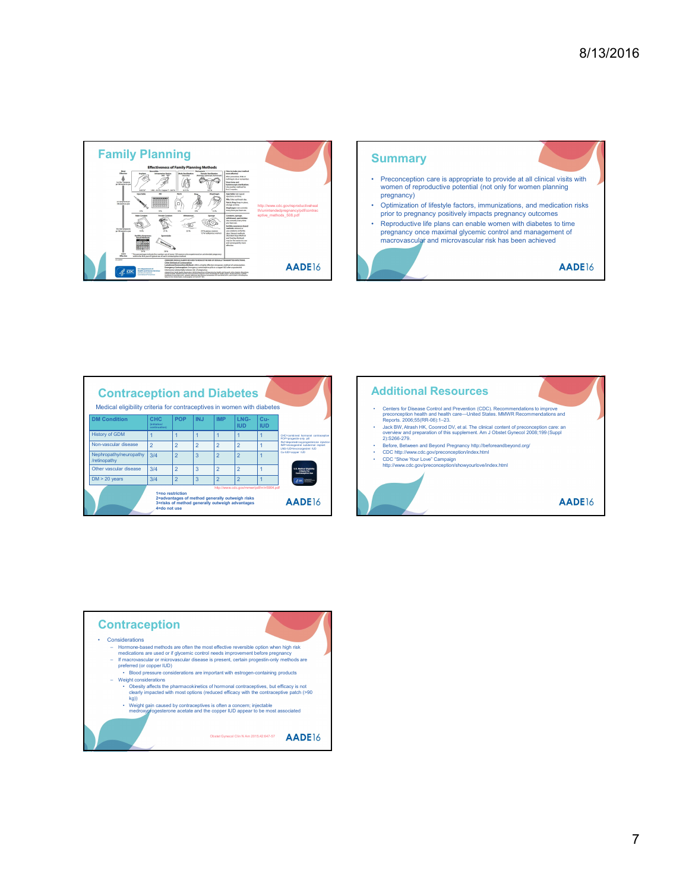## Family Planning

Effectiveness of Family Planning Methods

http://www.cdc.gov/reproductivehealth/unintendedpregnancy/pdf/contraceptive_methods_508.pdf

AADE16

## Summary

- Preconception care is appropriate to provide at all clinical visits with women of reproductive potential (not only for women planning pregnancy)
- Optimization of lifestyle factors, immunizations, and medication risks prior to pregnancy positively impacts pregnancy outcomes
- Reproductive life plans can enable women with diabetes to time pregnancy once maximal glycemic control and management of macrovascular and microvascular risk has been achieved

AADE16

## Contraception and Diabetes

Medical eligibility criteria for contraceptives in women with diabetes

| DM Condition | CHC (initiation/ continuation) | POP | INJ | IMP | LNG-IUD | Cu-IUD |
|---|---|---|---|---|---|---|
| History of GDM | 1 | 1 | 1 | 1 | 1 | 1 |
| Non-vascular disease | 2 | 2 | 2 | 2 | 2 | 1 |
| Nephropathy/neuropathy /retinopathy | 3/4 | 2 | 3 | 2 | 2 | 1 |
| Other vascular disease | 3/4 | 2 | 3 | 2 | 2 | 1 |
| DM > 20 years | 3/4 | 2 | 3 | 2 | 2 | 1 |

CHC=combined hormonal contraceptive
POP=progestin-only pill
INJ=depomedroxyprogesterone injection
IMP=etonogestrel subdermal implant
LNG-IUD=levonorgestrel IUD
Cu-IUD=copper IUD

http://www.cdc.gov/mmwr/pdf/rr/rr5904.pdf

1=no restriction
2=advantages of method generally outweigh risks
3=risks of method generally outweigh advantages
4=do not use

AADE16

## Additional Resources

- Centers for Disease Control and Prevention (CDC). Recommendations to improve preconception health and health care—United States. MMWR Recommendations and Reports. 2006;55(RR-06):1–23.
- Jack BW, Atrash HK, Coonrod DV, et al. The clinical content of preconception care: an overview and preparation of this supplement. Am J Obstet Gynecol 2008;199 (Suppl 2):S266-279.
- Before, Between and Beyond Pregnancy http://beforeandbeyond.org/
- CDC http://www.cdc.gov/preconception/index.html
- CDC "Show Your Love" Campaign http://www.cdc.gov/preconception/showyourlove/index.html

AADE16

## Contraception

- Considerations
  - Hormone-based methods are often the most effective reversible option when high risk medications are used or if glycemic control needs improvement before pregnancy
  - If macrovascular or microvascular disease is present, certain progestin-only methods are preferred (or copper IUD)
    - Blood pressure considerations are important with estrogen-containing products
  - Weight considerations
    - Obesity affects the pharmacokinetics of hormonal contraceptives, but efficacy is not clearly impacted with most options (reduced efficacy with the contraceptive patch (>90 kg))
    - Weight gain caused by contraceptives is often a concern; injectable medroxyprogesterone acetate and the copper IUD appear to be most associated

Obstet Gynecol Clin N Am 2015;42:647-57

AADE16